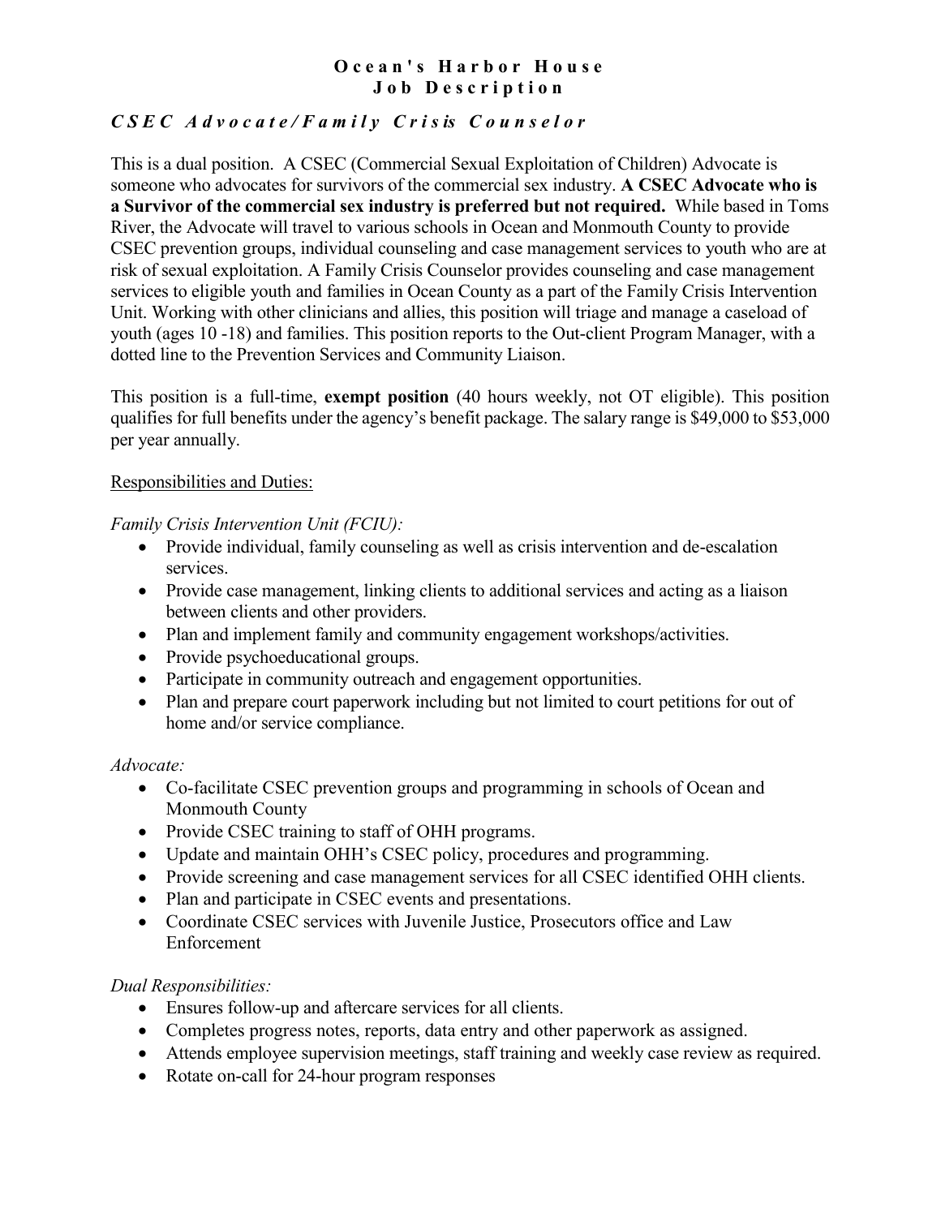# Ocean's Harbor House
## Job Description

### *CSEC Advocate/Family Crisis Counselor*

This is a dual position. A CSEC (Commercial Sexual Exploitation of Children) Advocate is someone who advocates for survivors of the commercial sex industry. **A CSEC Advocate who is a Survivor of the commercial sex industry is preferred but not required.** While based in Toms River, the Advocate will travel to various schools in Ocean and Monmouth County to provide CSEC prevention groups, individual counseling and case management services to youth who are at risk of sexual exploitation. A Family Crisis Counselor provides counseling and case management services to eligible youth and families in Ocean County as a part of the Family Crisis Intervention Unit. Working with other clinicians and allies, this position will triage and manage a caseload of youth (ages 10 -18) and families. This position reports to the Out-client Program Manager, with a dotted line to the Prevention Services and Community Liaison.

This position is a full-time, **exempt position** (40 hours weekly, not OT eligible). This position qualifies for full benefits under the agency's benefit package. The salary range is $49,000 to $53,000 per year annually.

<u>Responsibilities and Duties:</u>

*Family Crisis Intervention Unit (FCIU):*

- Provide individual, family counseling as well as crisis intervention and de-escalation services.
- Provide case management, linking clients to additional services and acting as a liaison between clients and other providers.
- Plan and implement family and community engagement workshops/activities.
- Provide psychoeducational groups.
- Participate in community outreach and engagement opportunities.
- Plan and prepare court paperwork including but not limited to court petitions for out of home and/or service compliance.

*Advocate:*

- Co-facilitate CSEC prevention groups and programming in schools of Ocean and Monmouth County
- Provide CSEC training to staff of OHH programs.
- Update and maintain OHH's CSEC policy, procedures and programming.
- Provide screening and case management services for all CSEC identified OHH clients.
- Plan and participate in CSEC events and presentations.
- Coordinate CSEC services with Juvenile Justice, Prosecutors office and Law Enforcement

*Dual Responsibilities:*

- Ensures follow-up and aftercare services for all clients.
- Completes progress notes, reports, data entry and other paperwork as assigned.
- Attends employee supervision meetings, staff training and weekly case review as required.
- Rotate on-call for 24-hour program responses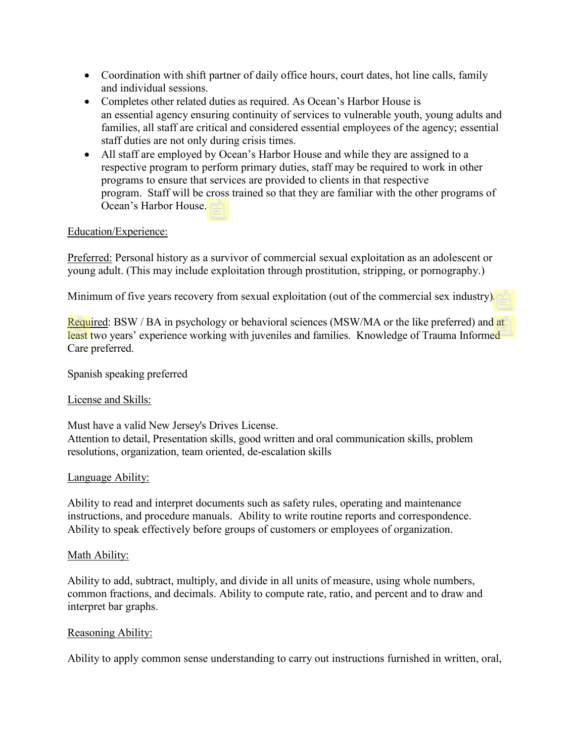- Coordination with shift partner of daily office hours, court dates, hot line calls, family and individual sessions.
- Completes other related duties as required. As Ocean's Harbor House is an essential agency ensuring continuity of services to vulnerable youth, young adults and families, all staff are critical and considered essential employees of the agency; essential staff duties are not only during crisis times.
- All staff are employed by Ocean's Harbor House and while they are assigned to a respective program to perform primary duties, staff may be required to work in other programs to ensure that services are provided to clients in that respective program. Staff will be cross trained so that they are familiar with the other programs of Ocean's Harbor House.

<u>Education/Experience:</u>

<u>Preferred:</u> Personal history as a survivor of commercial sexual exploitation as an adolescent or young adult. (This may include exploitation through prostitution, stripping, or pornography.)

Minimum of five years recovery from sexual exploitation (out of the commercial sex industry).

<u>Required</u>: BSW / BA in psychology or behavioral sciences (MSW/MA or the like preferred) and at least two years' experience working with juveniles and families. Knowledge of Trauma Informed Care preferred.

Spanish speaking preferred

<u>License and Skills:</u>

Must have a valid New Jersey's Drives License.
Attention to detail, Presentation skills, good written and oral communication skills, problem resolutions, organization, team oriented, de-escalation skills

<u>Language Ability:</u>

Ability to read and interpret documents such as safety rules, operating and maintenance instructions, and procedure manuals. Ability to write routine reports and correspondence. Ability to speak effectively before groups of customers or employees of organization.

<u>Math Ability:</u>

Ability to add, subtract, multiply, and divide in all units of measure, using whole numbers, common fractions, and decimals. Ability to compute rate, ratio, and percent and to draw and interpret bar graphs.

<u>Reasoning Ability:</u>

Ability to apply common sense understanding to carry out instructions furnished in written, oral,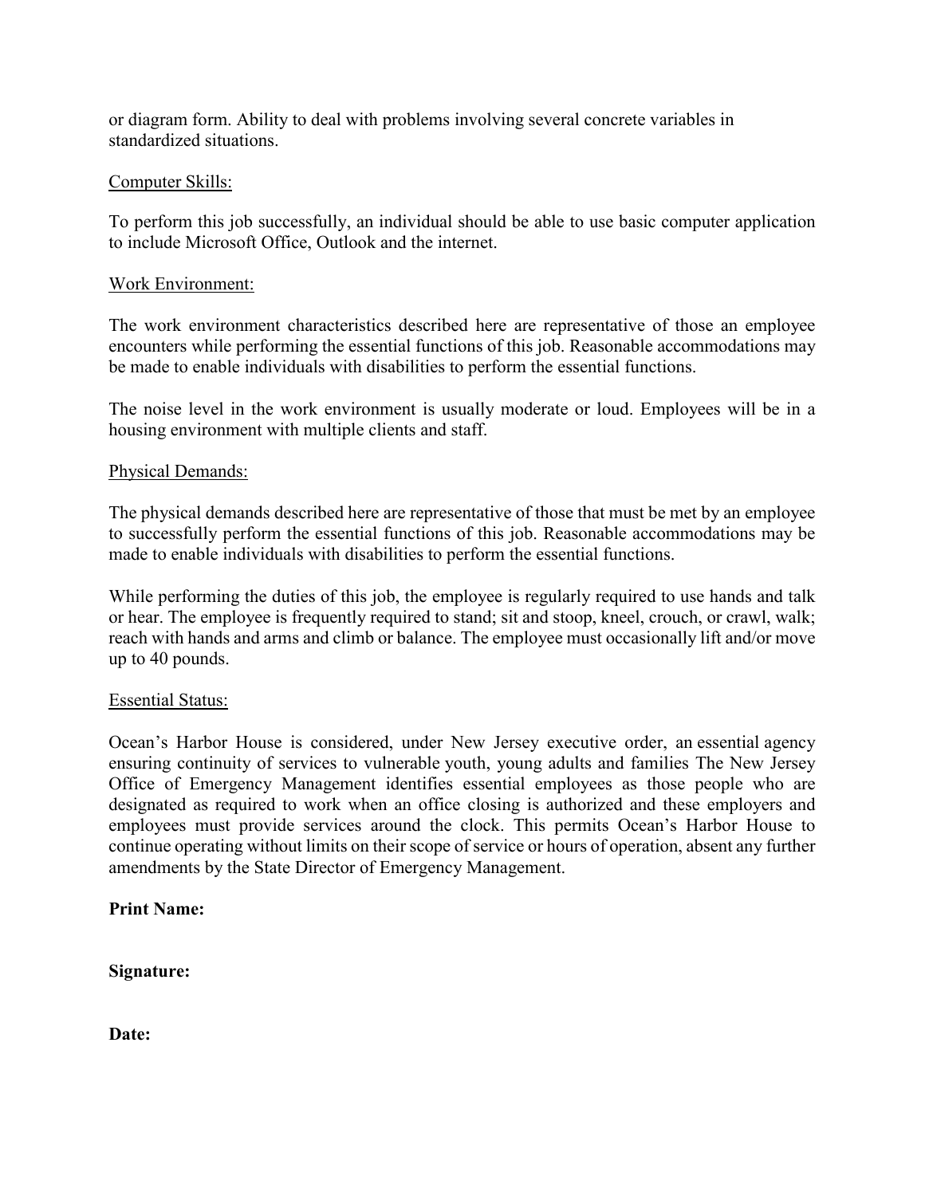or diagram form. Ability to deal with problems involving several concrete variables in standardized situations.

Computer Skills:

To perform this job successfully, an individual should be able to use basic computer application to include Microsoft Office, Outlook and the internet.

Work Environment:

The work environment characteristics described here are representative of those an employee encounters while performing the essential functions of this job. Reasonable accommodations may be made to enable individuals with disabilities to perform the essential functions.

The noise level in the work environment is usually moderate or loud. Employees will be in a housing environment with multiple clients and staff.

Physical Demands:

The physical demands described here are representative of those that must be met by an employee to successfully perform the essential functions of this job. Reasonable accommodations may be made to enable individuals with disabilities to perform the essential functions.

While performing the duties of this job, the employee is regularly required to use hands and talk or hear. The employee is frequently required to stand; sit and stoop, kneel, crouch, or crawl, walk; reach with hands and arms and climb or balance. The employee must occasionally lift and/or move up to 40 pounds.

Essential Status:

Ocean's Harbor House is considered, under New Jersey executive order, an essential agency ensuring continuity of services to vulnerable youth, young adults and families The New Jersey Office of Emergency Management identifies essential employees as those people who are designated as required to work when an office closing is authorized and these employers and employees must provide services around the clock. This permits Ocean's Harbor House to continue operating without limits on their scope of service or hours of operation, absent any further amendments by the State Director of Emergency Management.

**Print Name:**

**Signature:**

**Date:**